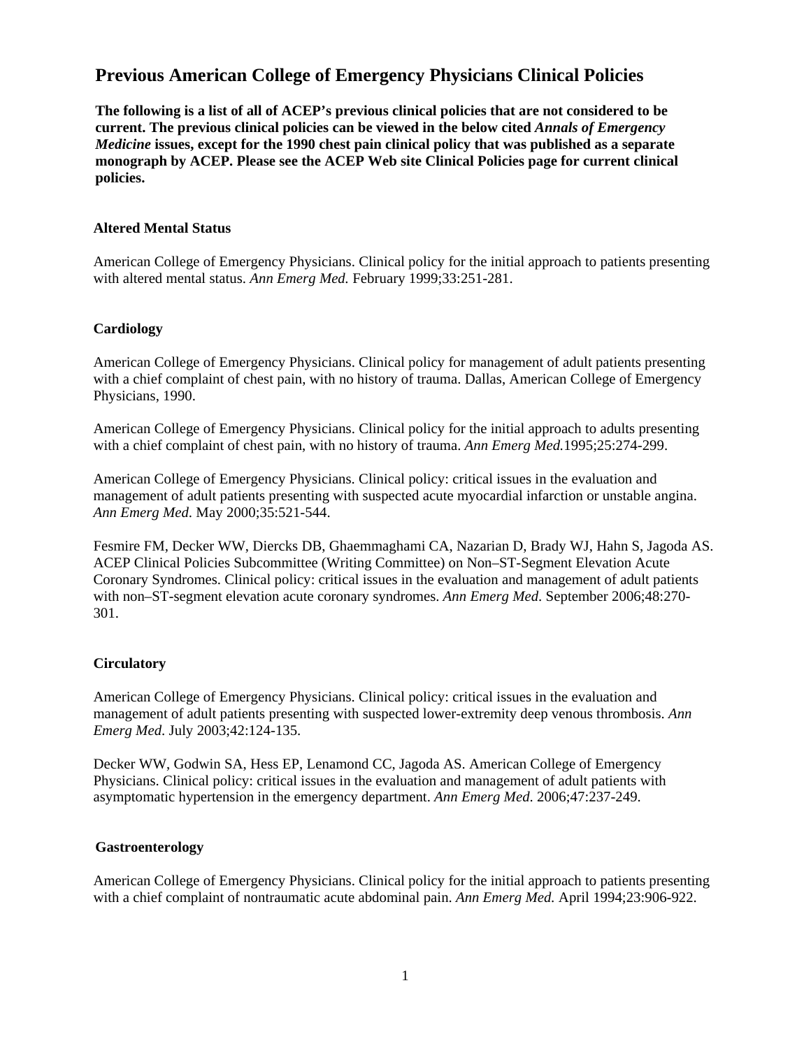# Previous American College of Emergency Physicians Clinical Policies

**The following is a list of all of ACEP's previous clinical policies that are not considered to be current. The previous clinical policies can be viewed in the below cited *Annals of Emergency Medicine* issues, except for the 1990 chest pain clinical policy that was published as a separate monograph by ACEP. Please see the ACEP Web site Clinical Policies page for current clinical policies.**

### Altered Mental Status

American College of Emergency Physicians. Clinical policy for the initial approach to patients presenting with altered mental status. *Ann Emerg Med.* February 1999;33:251-281.

### Cardiology

American College of Emergency Physicians. Clinical policy for management of adult patients presenting with a chief complaint of chest pain, with no history of trauma. Dallas, American College of Emergency Physicians, 1990.

American College of Emergency Physicians. Clinical policy for the initial approach to adults presenting with a chief complaint of chest pain, with no history of trauma. *Ann Emerg Med.*1995;25:274-299.

American College of Emergency Physicians. Clinical policy: critical issues in the evaluation and management of adult patients presenting with suspected acute myocardial infarction or unstable angina. *Ann Emerg Med.* May 2000;35:521-544.

Fesmire FM, Decker WW, Diercks DB, Ghaemmaghami CA, Nazarian D, Brady WJ, Hahn S, Jagoda AS. ACEP Clinical Policies Subcommittee (Writing Committee) on Non–ST-Segment Elevation Acute Coronary Syndromes. Clinical policy: critical issues in the evaluation and management of adult patients with non–ST-segment elevation acute coronary syndromes. *Ann Emerg Med.* September 2006;48:270-301.

### Circulatory

American College of Emergency Physicians. Clinical policy: critical issues in the evaluation and management of adult patients presenting with suspected lower-extremity deep venous thrombosis. *Ann Emerg Med.* July 2003;42:124-135.

Decker WW, Godwin SA, Hess EP, Lenamond CC, Jagoda AS. American College of Emergency Physicians. Clinical policy: critical issues in the evaluation and management of adult patients with asymptomatic hypertension in the emergency department. *Ann Emerg Med.* 2006;47:237-249.

### Gastroenterology

American College of Emergency Physicians. Clinical policy for the initial approach to patients presenting with a chief complaint of nontraumatic acute abdominal pain. *Ann Emerg Med.* April 1994;23:906-922.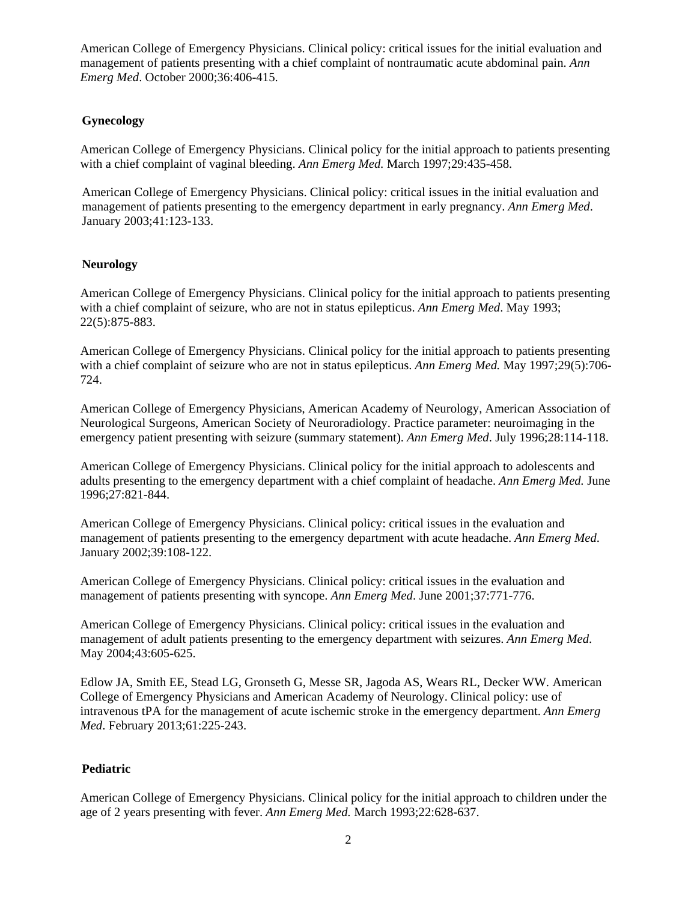American College of Emergency Physicians. Clinical policy: critical issues for the initial evaluation and management of patients presenting with a chief complaint of nontraumatic acute abdominal pain. *Ann Emerg Med*. October 2000;36:406-415.

**Gynecology**

American College of Emergency Physicians. Clinical policy for the initial approach to patients presenting with a chief complaint of vaginal bleeding. *Ann Emerg Med.* March 1997;29:435-458.

American College of Emergency Physicians. Clinical policy: critical issues in the initial evaluation and management of patients presenting to the emergency department in early pregnancy. *Ann Emerg Med*. January 2003;41:123-133.

**Neurology**

American College of Emergency Physicians. Clinical policy for the initial approach to patients presenting with a chief complaint of seizure, who are not in status epilepticus. *Ann Emerg Med*. May 1993; 22(5):875-883.

American College of Emergency Physicians. Clinical policy for the initial approach to patients presenting with a chief complaint of seizure who are not in status epilepticus. *Ann Emerg Med.* May 1997;29(5):706-724.

American College of Emergency Physicians, American Academy of Neurology, American Association of Neurological Surgeons, American Society of Neuroradiology. Practice parameter: neuroimaging in the emergency patient presenting with seizure (summary statement). *Ann Emerg Med*. July 1996;28:114-118.

American College of Emergency Physicians. Clinical policy for the initial approach to adolescents and adults presenting to the emergency department with a chief complaint of headache. *Ann Emerg Med.* June 1996;27:821-844.

American College of Emergency Physicians. Clinical policy: critical issues in the evaluation and management of patients presenting to the emergency department with acute headache. *Ann Emerg Med*. January 2002;39:108-122.

American College of Emergency Physicians. Clinical policy: critical issues in the evaluation and management of patients presenting with syncope. *Ann Emerg Med*. June 2001;37:771-776.

American College of Emergency Physicians. Clinical policy: critical issues in the evaluation and management of adult patients presenting to the emergency department with seizures. *Ann Emerg Med*. May 2004;43:605-625.

Edlow JA, Smith EE, Stead LG, Gronseth G, Messe SR, Jagoda AS, Wears RL, Decker WW. American College of Emergency Physicians and American Academy of Neurology. Clinical policy: use of intravenous tPA for the management of acute ischemic stroke in the emergency department. *Ann Emerg Med*. February 2013;61:225-243.

**Pediatric**

American College of Emergency Physicians. Clinical policy for the initial approach to children under the age of 2 years presenting with fever. *Ann Emerg Med.* March 1993;22:628-637.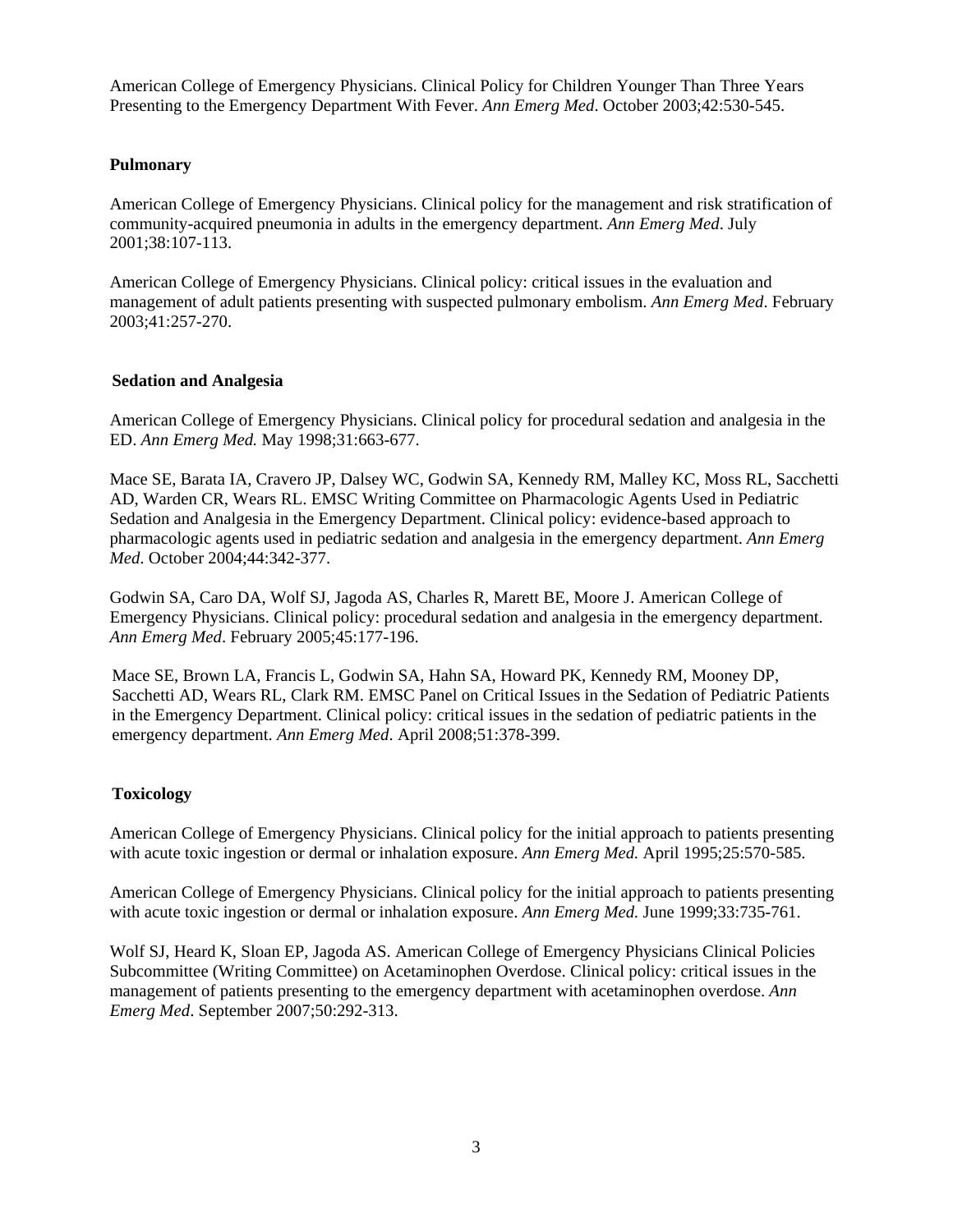American College of Emergency Physicians. Clinical Policy for Children Younger Than Three Years Presenting to the Emergency Department With Fever. *Ann Emerg Med*. October 2003;42:530-545.

**Pulmonary**

American College of Emergency Physicians. Clinical policy for the management and risk stratification of community-acquired pneumonia in adults in the emergency department. *Ann Emerg Med*. July 2001;38:107-113.

American College of Emergency Physicians. Clinical policy: critical issues in the evaluation and management of adult patients presenting with suspected pulmonary embolism. *Ann Emerg Med*. February 2003;41:257-270.

**Sedation and Analgesia**

American College of Emergency Physicians. Clinical policy for procedural sedation and analgesia in the ED. *Ann Emerg Med.* May 1998;31:663-677.

Mace SE, Barata IA, Cravero JP, Dalsey WC, Godwin SA, Kennedy RM, Malley KC, Moss RL, Sacchetti AD, Warden CR, Wears RL. EMSC Writing Committee on Pharmacologic Agents Used in Pediatric Sedation and Analgesia in the Emergency Department. Clinical policy: evidence-based approach to pharmacologic agents used in pediatric sedation and analgesia in the emergency department. *Ann Emerg Med*. October 2004;44:342-377.

Godwin SA, Caro DA, Wolf SJ, Jagoda AS, Charles R, Marett BE, Moore J. American College of Emergency Physicians. Clinical policy: procedural sedation and analgesia in the emergency department. *Ann Emerg Med*. February 2005;45:177-196.

Mace SE, Brown LA, Francis L, Godwin SA, Hahn SA, Howard PK, Kennedy RM, Mooney DP, Sacchetti AD, Wears RL, Clark RM. EMSC Panel on Critical Issues in the Sedation of Pediatric Patients in the Emergency Department. Clinical policy: critical issues in the sedation of pediatric patients in the emergency department. *Ann Emerg Med*. April 2008;51:378-399.

**Toxicology**

American College of Emergency Physicians. Clinical policy for the initial approach to patients presenting with acute toxic ingestion or dermal or inhalation exposure. *Ann Emerg Med.* April 1995;25:570-585.

American College of Emergency Physicians. Clinical policy for the initial approach to patients presenting with acute toxic ingestion or dermal or inhalation exposure. *Ann Emerg Med.* June 1999;33:735-761.

Wolf SJ, Heard K, Sloan EP, Jagoda AS. American College of Emergency Physicians Clinical Policies Subcommittee (Writing Committee) on Acetaminophen Overdose. Clinical policy: critical issues in the management of patients presenting to the emergency department with acetaminophen overdose. *Ann Emerg Med*. September 2007;50:292-313.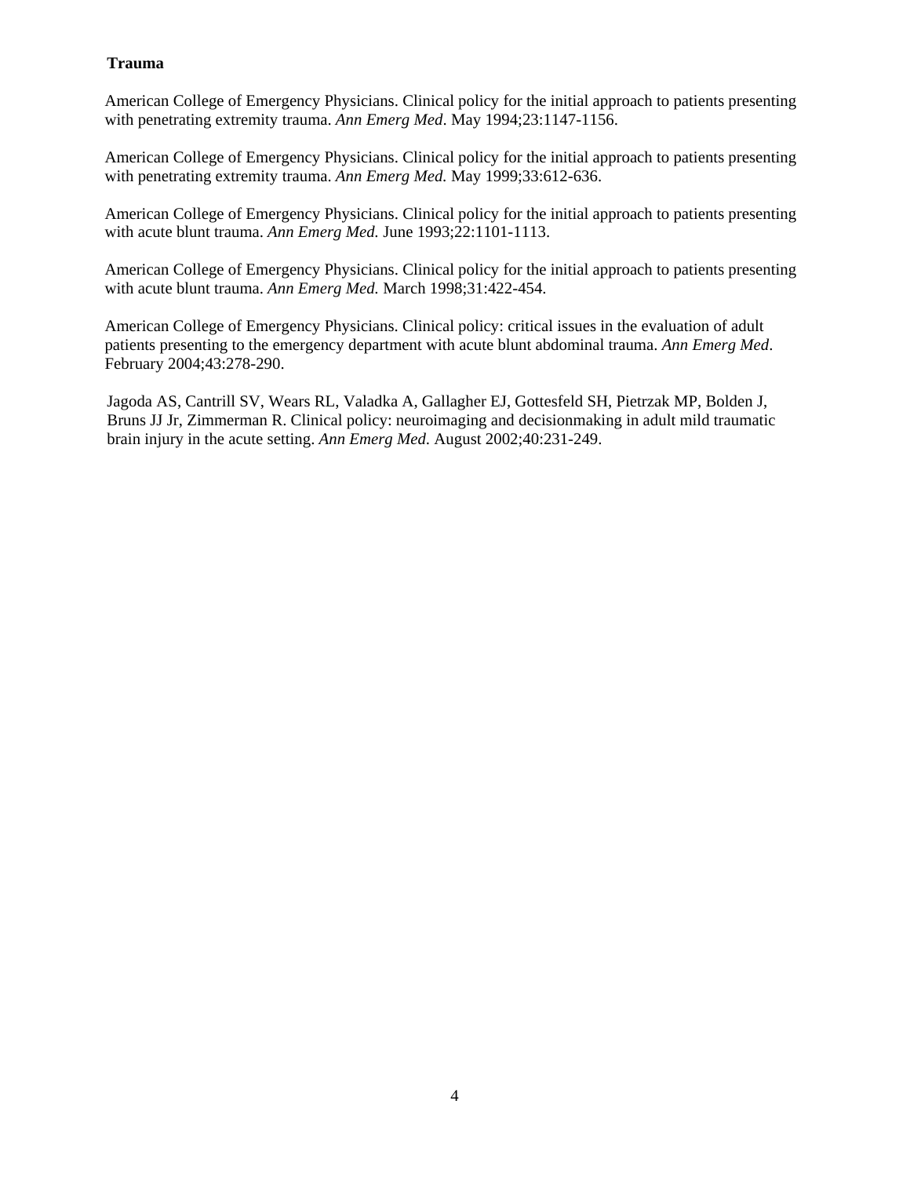**Trauma**

American College of Emergency Physicians. Clinical policy for the initial approach to patients presenting with penetrating extremity trauma. *Ann Emerg Med*. May 1994;23:1147-1156.

American College of Emergency Physicians. Clinical policy for the initial approach to patients presenting with penetrating extremity trauma. *Ann Emerg Med.* May 1999;33:612-636.

American College of Emergency Physicians. Clinical policy for the initial approach to patients presenting with acute blunt trauma. *Ann Emerg Med.* June 1993;22:1101-1113.

American College of Emergency Physicians. Clinical policy for the initial approach to patients presenting with acute blunt trauma. *Ann Emerg Med.* March 1998;31:422-454.

American College of Emergency Physicians. Clinical policy: critical issues in the evaluation of adult patients presenting to the emergency department with acute blunt abdominal trauma. *Ann Emerg Med*. February 2004;43:278-290.

Jagoda AS, Cantrill SV, Wears RL, Valadka A, Gallagher EJ, Gottesfeld SH, Pietrzak MP, Bolden J, Bruns JJ Jr, Zimmerman R. Clinical policy: neuroimaging and decisionmaking in adult mild traumatic brain injury in the acute setting. *Ann Emerg Med.* August 2002;40:231-249.